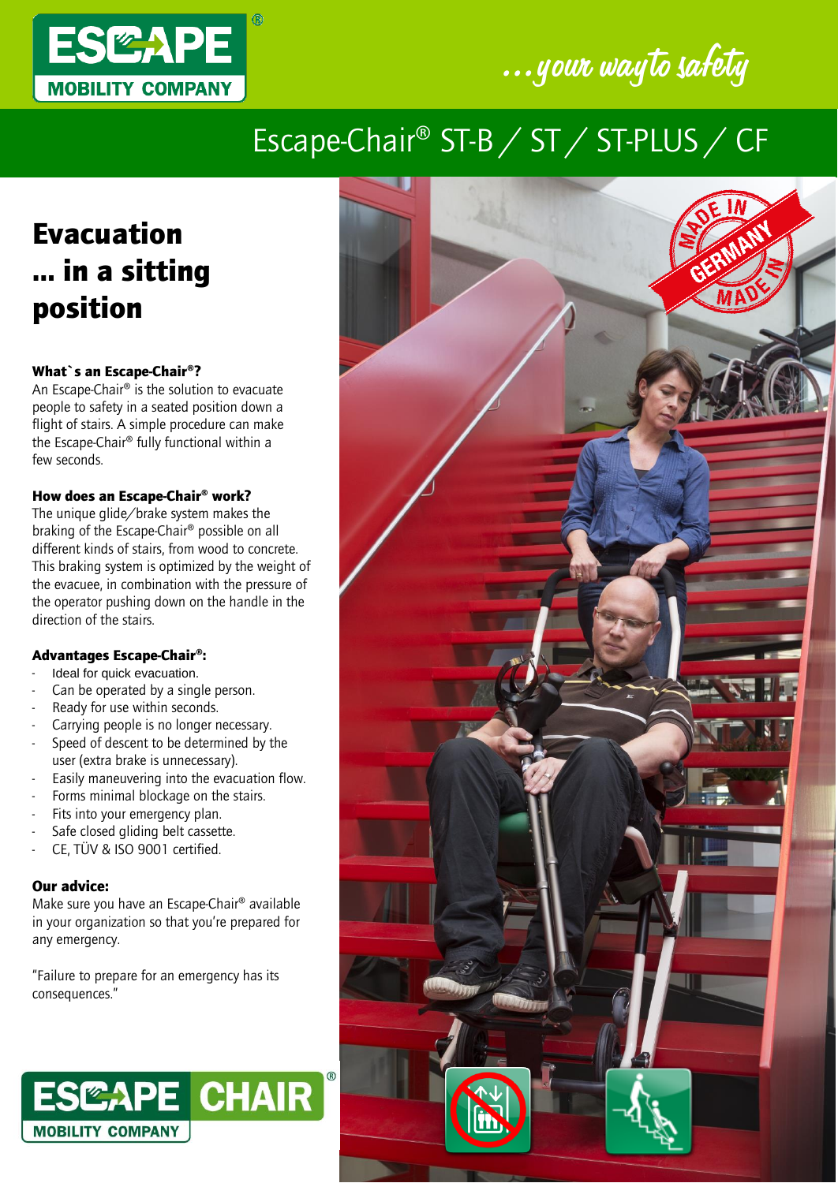ESCAPE MOBILITY COMPANY®

...your way to safety

# Escape-Chair® ST-B / ST / ST-PLUS / CF

## Evacuation ... in a sitting position

**What`s an Escape-Chair®?**
An Escape-Chair® is the solution to evacuate people to safety in a seated position down a flight of stairs. A simple procedure can make the Escape-Chair® fully functional within a few seconds.

**How does an Escape-Chair® work?**
The unique glide/brake system makes the braking of the Escape-Chair® possible on all different kinds of stairs, from wood to concrete. This braking system is optimized by the weight of the evacuee, in combination with the pressure of the operator pushing down on the handle in the direction of the stairs.

**Advantages Escape-Chair®:**

- Ideal for quick evacuation.
- Can be operated by a single person.
- Ready for use within seconds.
- Carrying people is no longer necessary.
- Speed of descent to be determined by the user (extra brake is unnecessary).
- Easily maneuvering into the evacuation flow.
- Forms minimal blockage on the stairs.
- Fits into your emergency plan.
- Safe closed gliding belt cassette.
- CE, TÜV & ISO 9001 certified.

**Our advice:**
Make sure you have an Escape-Chair® available in your organization so that you're prepared for any emergency.

"Failure to prepare for an emergency has its consequences."

ESCAPE CHAIR® MOBILITY COMPANY

MADE IN GERMANY MADE IN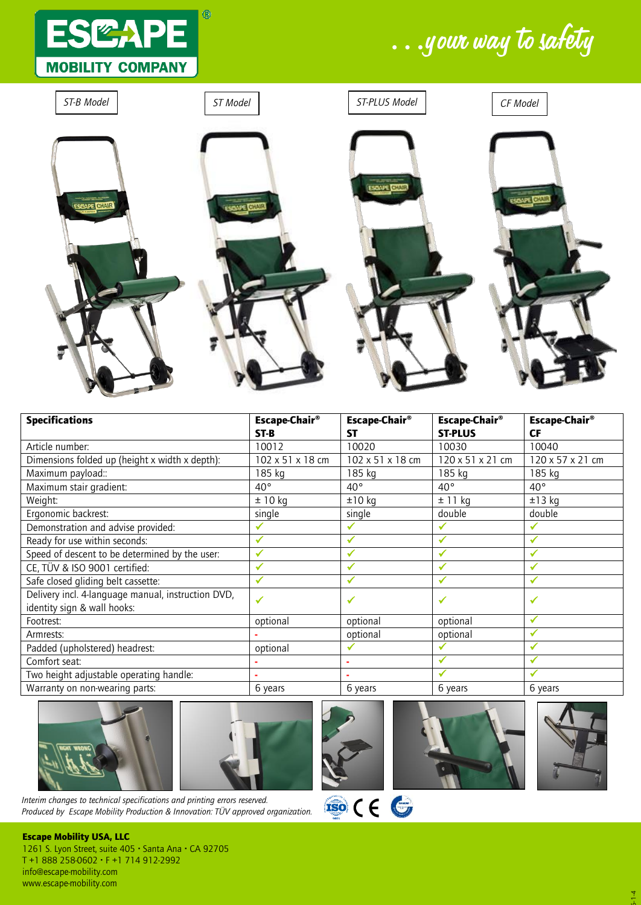ESCAPE MOBILITY COMPANY

. . .your way to safety

ST-B Model

ST Model

ST-PLUS Model

CF Model

| Specifications | Escape-Chair® ST-B | Escape-Chair® ST | Escape-Chair® ST-PLUS | Escape-Chair® CF |
|---|---|---|---|---|
| Article number: | 10012 | 10020 | 10030 | 10040 |
| Dimensions folded up (height x width x depth): | 102 x 51 x 18 cm | 102 x 51 x 18 cm | 120 x 51 x 21 cm | 120 x 57 x 21 cm |
| Maximum payload:: | 185 kg | 185 kg | 185 kg | 185 kg |
| Maximum stair gradient: | 40° | 40° | 40° | 40° |
| Weight: | ± 10 kg | ±10 kg | ± 11 kg | ±13 kg |
| Ergonomic backrest: | single | single | double | double |
| Demonstration and advise provided: | ✓ | ✓ | ✓ | ✓ |
| Ready for use within seconds: | ✓ | ✓ | ✓ | ✓ |
| Speed of descent to be determined by the user: | ✓ | ✓ | ✓ | ✓ |
| CE, TÜV & ISO 9001 certified: | ✓ | ✓ | ✓ | ✓ |
| Safe closed gliding belt cassette: | ✓ | ✓ | ✓ | ✓ |
| Delivery incl. 4-language manual, instruction DVD, identity sign & wall hooks: | ✓ | ✓ | ✓ | ✓ |
| Footrest: | optional | optional | optional | ✓ |
| Armrests: | - | optional | optional | ✓ |
| Padded (upholstered) headrest: | optional | ✓ | ✓ | ✓ |
| Comfort seat: | - | - | ✓ | ✓ |
| Two height adjustable operating handle: | - | - | ✓ | ✓ |
| Warranty on non-wearing parts: | 6 years | 6 years | 6 years | 6 years |

*Interim changes to technical specifications and printing errors reserved.*
*Produced by Escape Mobility Production & Innovation: TÜV approved organization.*

**Escape Mobility USA, LLC**
1261 S. Lyon Street, suite 405 · Santa Ana · CA 92705
T +1 888 258-0602 · F +1 714 912-2992
info@escape-mobility.com
www.escape-mobility.com